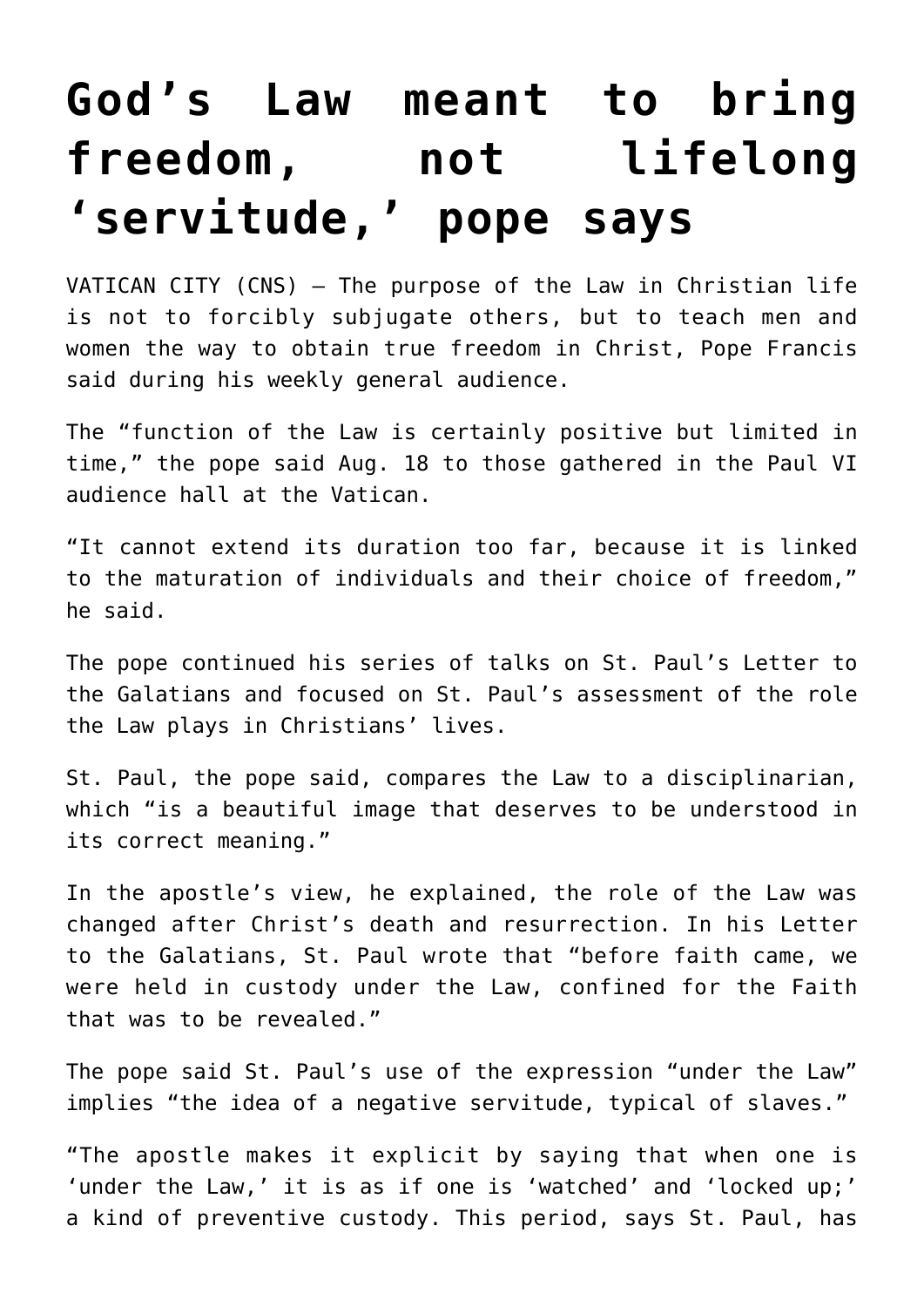# God's Law meant to bring freedom, not lifelong 'servitude,' pope says

VATICAN CITY (CNS) — The purpose of the Law in Christian life is not to forcibly subjugate others, but to teach men and women the way to obtain true freedom in Christ, Pope Francis said during his weekly general audience.

The "function of the Law is certainly positive but limited in time," the pope said Aug. 18 to those gathered in the Paul VI audience hall at the Vatican.

"It cannot extend its duration too far, because it is linked to the maturation of individuals and their choice of freedom," he said.

The pope continued his series of talks on St. Paul's Letter to the Galatians and focused on St. Paul's assessment of the role the Law plays in Christians' lives.

St. Paul, the pope said, compares the Law to a disciplinarian, which "is a beautiful image that deserves to be understood in its correct meaning."

In the apostle's view, he explained, the role of the Law was changed after Christ's death and resurrection. In his Letter to the Galatians, St. Paul wrote that "before faith came, we were held in custody under the Law, confined for the Faith that was to be revealed."

The pope said St. Paul's use of the expression "under the Law" implies "the idea of a negative servitude, typical of slaves."

"The apostle makes it explicit by saying that when one is 'under the Law,' it is as if one is 'watched' and 'locked up;' a kind of preventive custody. This period, says St. Paul, has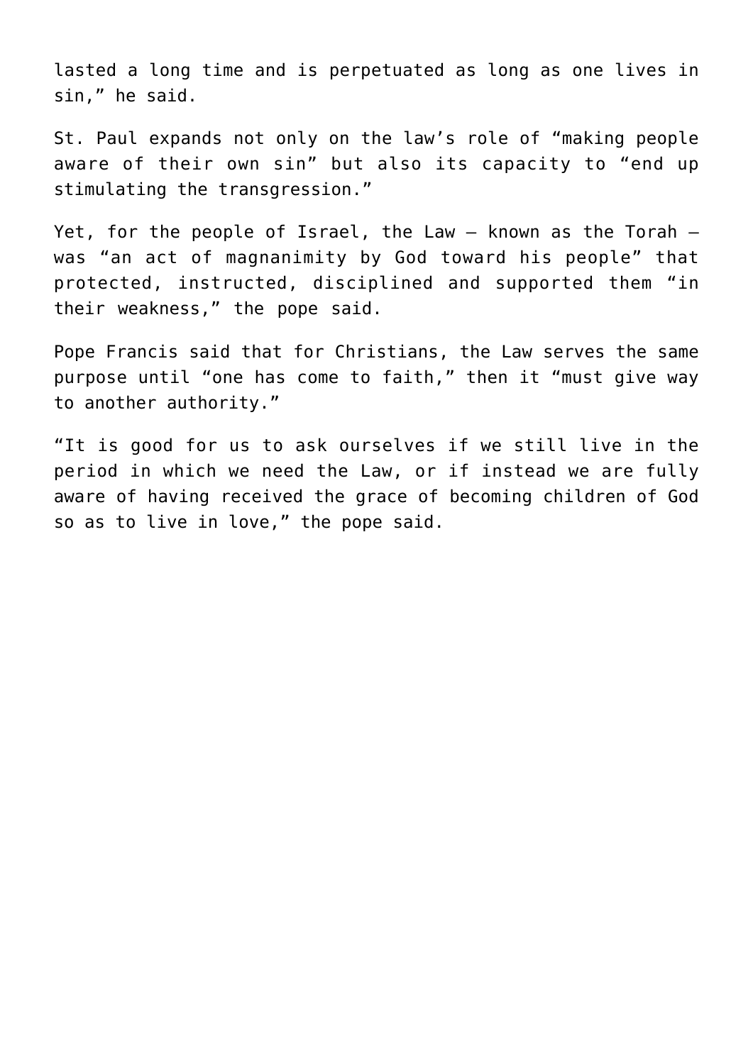lasted a long time and is perpetuated as long as one lives in sin," he said.

St. Paul expands not only on the law's role of "making people aware of their own sin" but also its capacity to "end up stimulating the transgression."

Yet, for the people of Israel, the Law — known as the Torah — was "an act of magnanimity by God toward his people" that protected, instructed, disciplined and supported them "in their weakness," the pope said.

Pope Francis said that for Christians, the Law serves the same purpose until "one has come to faith," then it "must give way to another authority."

"It is good for us to ask ourselves if we still live in the period in which we need the Law, or if instead we are fully aware of having received the grace of becoming children of God so as to live in love," the pope said.